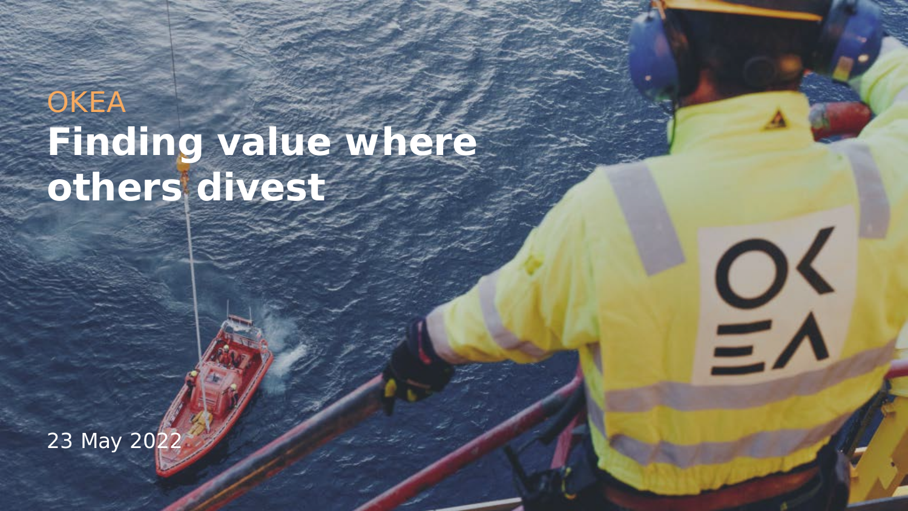OKEA

# Finding value where others divest

23 May 2022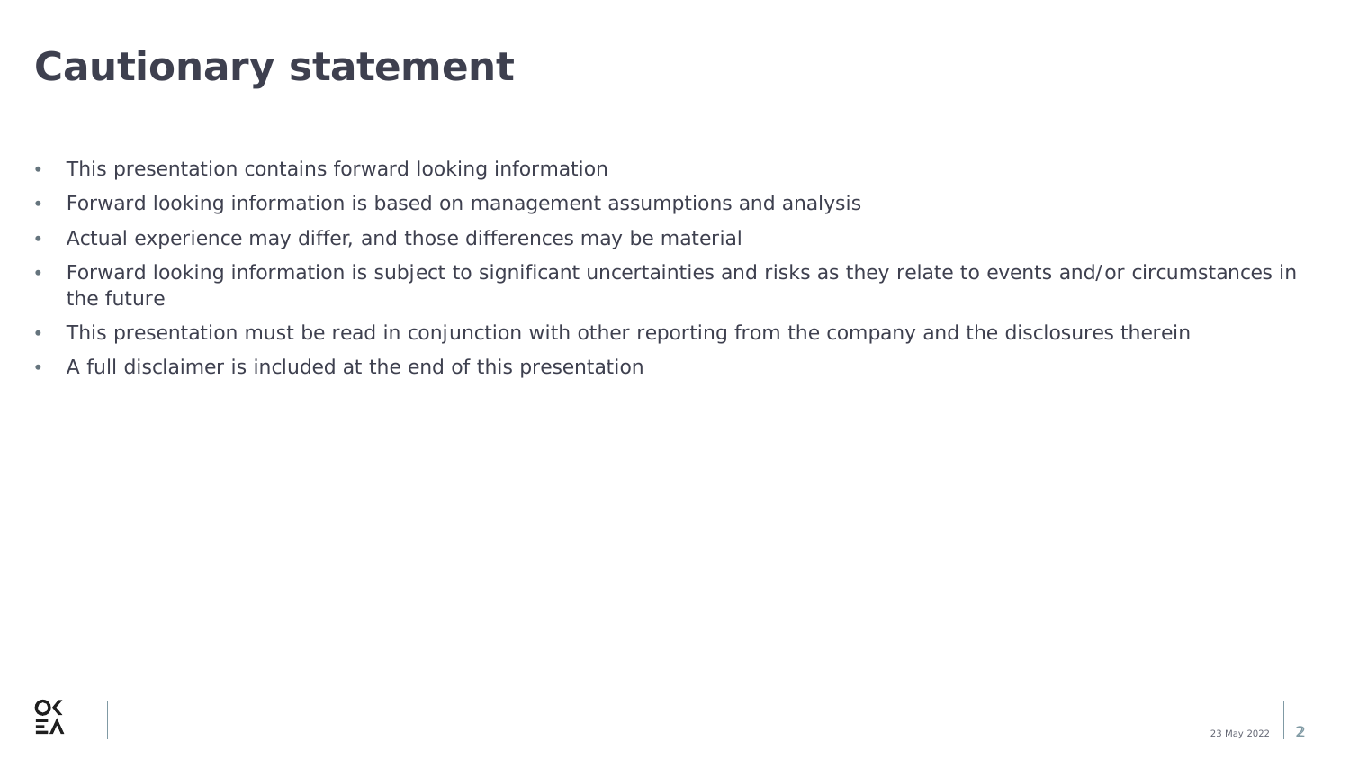# Cautionary statement

- This presentation contains forward looking information
- Forward looking information is based on management assumptions and analysis
- Actual experience may differ, and those differences may be material
- Forward looking information is subject to significant uncertainties and risks as they relate to events and/or circumstances in the future
- This presentation must be read in conjunction with other reporting from the company and the disclosures therein
- A full disclaimer is included at the end of this presentation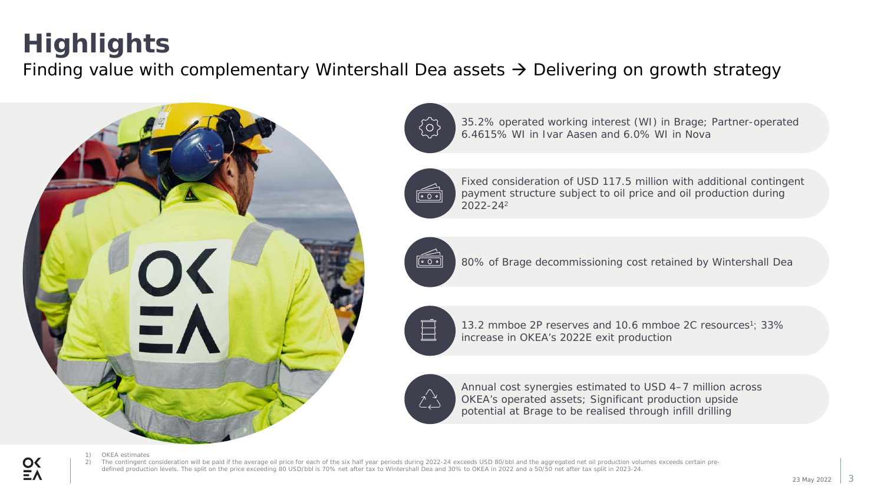# Highlights

Finding value with complementary Wintershall Dea assets → Delivering on growth strategy

- 35.2% operated working interest (WI) in Brage; Partner-operated 6.4615% WI in Ivar Aasen and 6.0% WI in Nova
- Fixed consideration of USD 117.5 million with additional contingent payment structure subject to oil price and oil production during 2022-24[2]
- 80% of Brage decommissioning cost retained by Wintershall Dea
- 13.2 mmboe 2P reserves and 10.6 mmboe 2C resources[1]; 33% increase in OKEA's 2022E exit production
- Annual cost synergies estimated to USD 4–7 million across OKEA's operated assets; Significant production upside potential at Brage to be realised through infill drilling

1) OKEA estimates
2) The contingent consideration will be paid if the average oil price for each of the six half year periods during 2022-24 exceeds USD 80/bbl and the aggregated net oil production volumes exceeds certain pre-defined production levels. The split on the price exceeding 80 USD/bbl is 70% net after tax to Wintershall Dea and 30% to OKEA in 2022 and a 50/50 net after tax split in 2023-24.

23 May 2022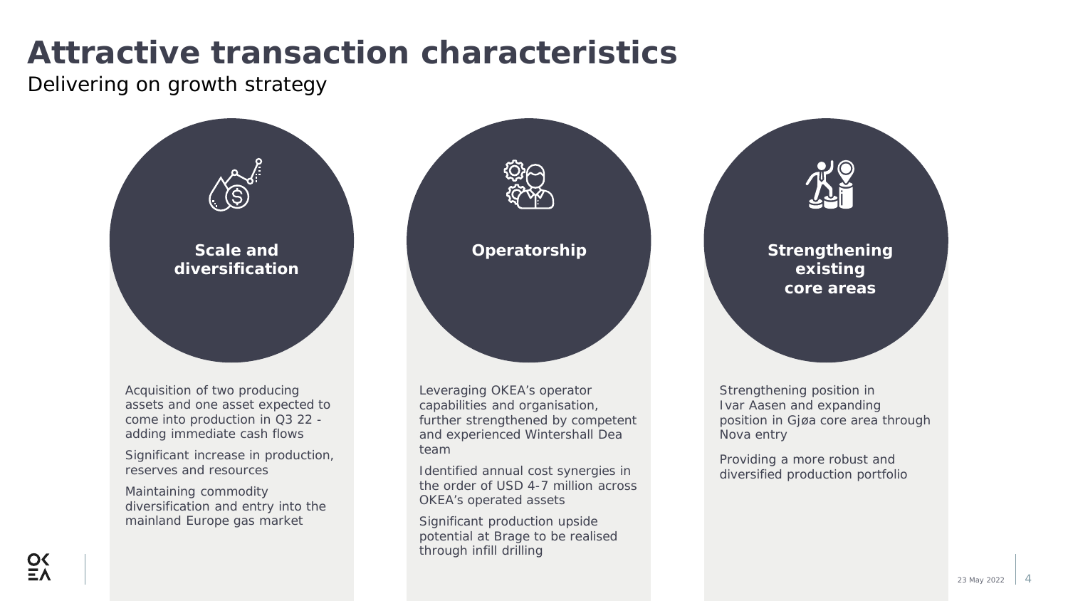# Attractive transaction characteristics

Delivering on growth strategy

### Scale and diversification

Acquisition of two producing assets and one asset expected to come into production in Q3 22 - adding immediate cash flows

Significant increase in production, reserves and resources

Maintaining commodity diversification and entry into the mainland Europe gas market

### Operatorship

Leveraging OKEA's operator capabilities and organisation, further strengthened by competent and experienced Wintershall Dea team

Identified annual cost synergies in the order of USD 4-7 million across OKEA's operated assets

Significant production upside potential at Brage to be realised through infill drilling

### Strengthening existing core areas

Strengthening position in Ivar Aasen and expanding position in Gjøa core area through Nova entry

Providing a more robust and diversified production portfolio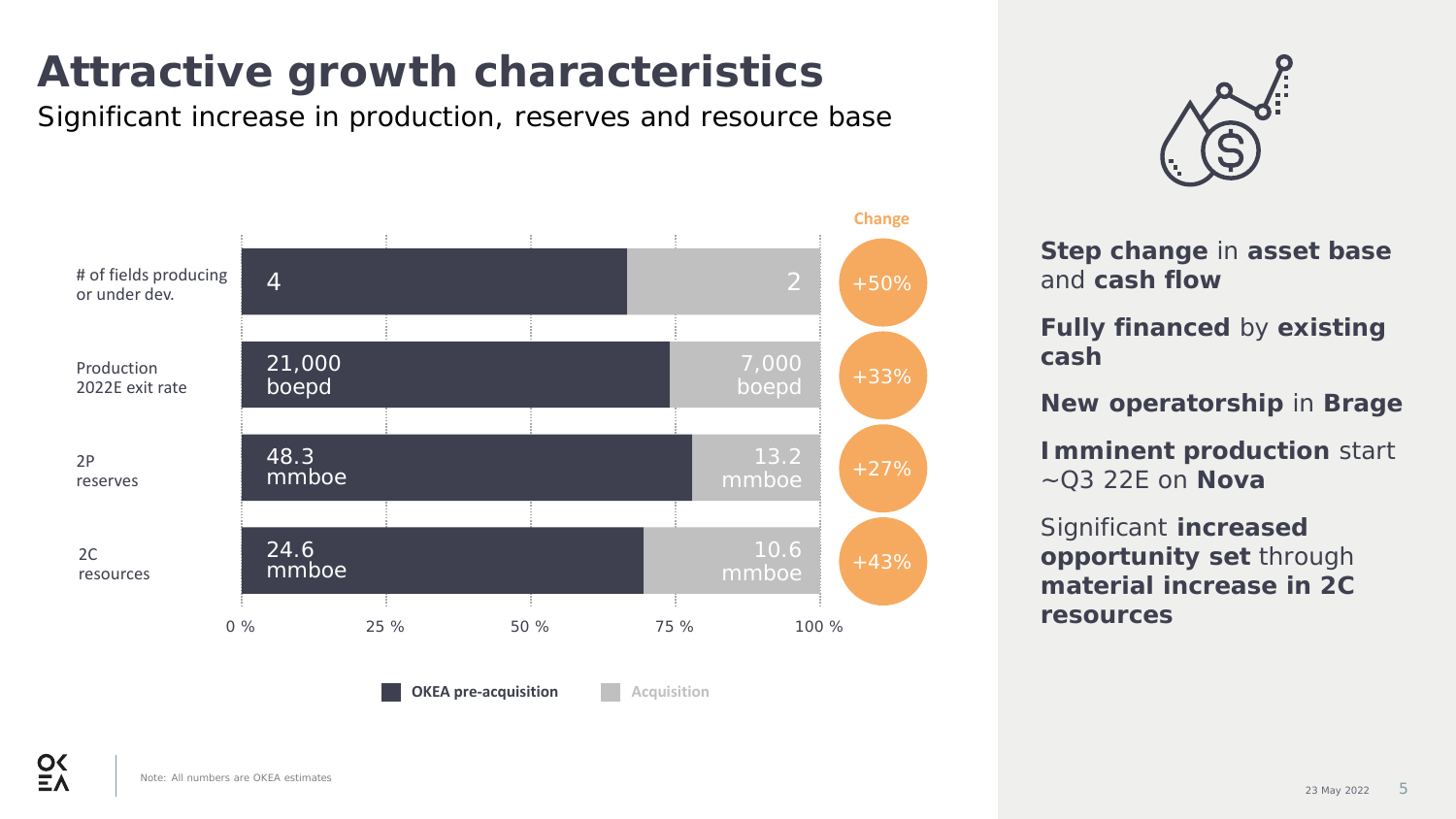# Attractive growth characteristics

Significant increase in production, reserves and resource base

| | OKEA pre-acquisition | Acquisition | Change |
|---|---|---|---|
| # of fields producing or under dev. | 4 | 2 | +50% |
| Production 2022E exit rate | 21,000 boepd | 7,000 boepd | +33% |
| 2P reserves | 48.3 mmboe | 13.2 mmboe | +27% |
| 2C resources | 24.6 mmboe | 10.6 mmboe | +43% |

**Step change** in **asset base** and **cash flow**

**Fully financed** by **existing cash**

**New operatorship** in **Brage**

**Imminent production** start ~Q3 22E on **Nova**

Significant **increased opportunity set** through **material increase in 2C resources**

Note: All numbers are OKEA estimates

23 May 2022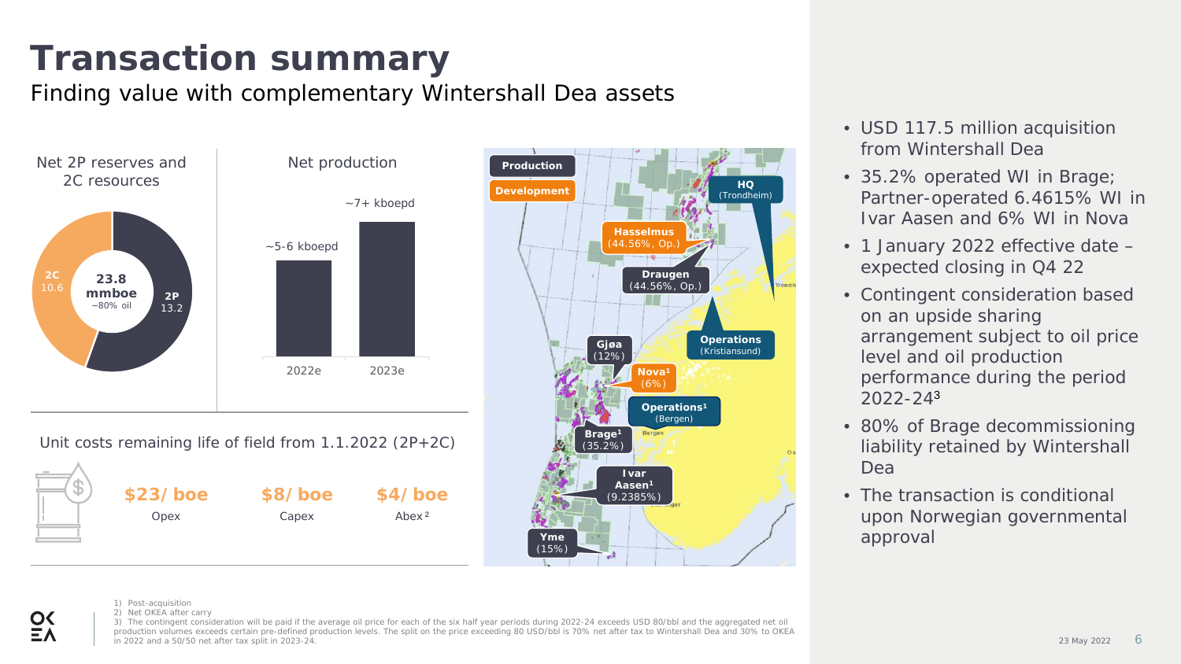# Transaction summary

Finding value with complementary Wintershall Dea assets

Net 2P reserves and 2C resources

- 23.8 mmboe (~80% oil)
- 2C: 10.6
- 2P: 13.2

Net production

| | 2022e | 2023e |
|---|---|---|
| Net production | ~5-6 kboepd | ~7+ kboepd |

Unit costs remaining life of field from 1.1.2022 (2P+2C)

| $23/ boe | $8/ boe | $4/ boe |
|---|---|---|
| Opex | Capex | Abex[2] |

Production / Development

- HQ (Trondheim)
- Hasselmus (44.56%, Op.)
- Draugen (44.56%, Op.)
- Operations (Kristiansund)
- Gjøa (12%)
- Nova[1] (6%)
- Operations[1] (Bergen)
- Brage[1] (35.2%)
- Ivar Aasen[1] (9.2385%)
- Yme (15%)

- USD 117.5 million acquisition from Wintershall Dea
- 35.2% operated WI in Brage; Partner-operated 6.4615% WI in Ivar Aasen and 6% WI in Nova
- 1 January 2022 effective date – expected closing in Q4 22
- Contingent consideration based on an upside sharing arrangement subject to oil price level and oil production performance during the period 2022-24[3]
- 80% of Brage decommissioning liability retained by Wintershall Dea
- The transaction is conditional upon Norwegian governmental approval

1) Post-acquisition
2) Net OKEA after carry
3) The contingent consideration will be paid if the average oil price for each of the six half year periods during 2022-24 exceeds USD 80/bbl and the aggregated net oil production volumes exceeds certain pre-defined production levels. The split on the price exceeding 80 USD/bbl is 70% net after tax to Wintershall Dea and 30% to OKEA in 2022 and a 50/50 net after tax split in 2023-24.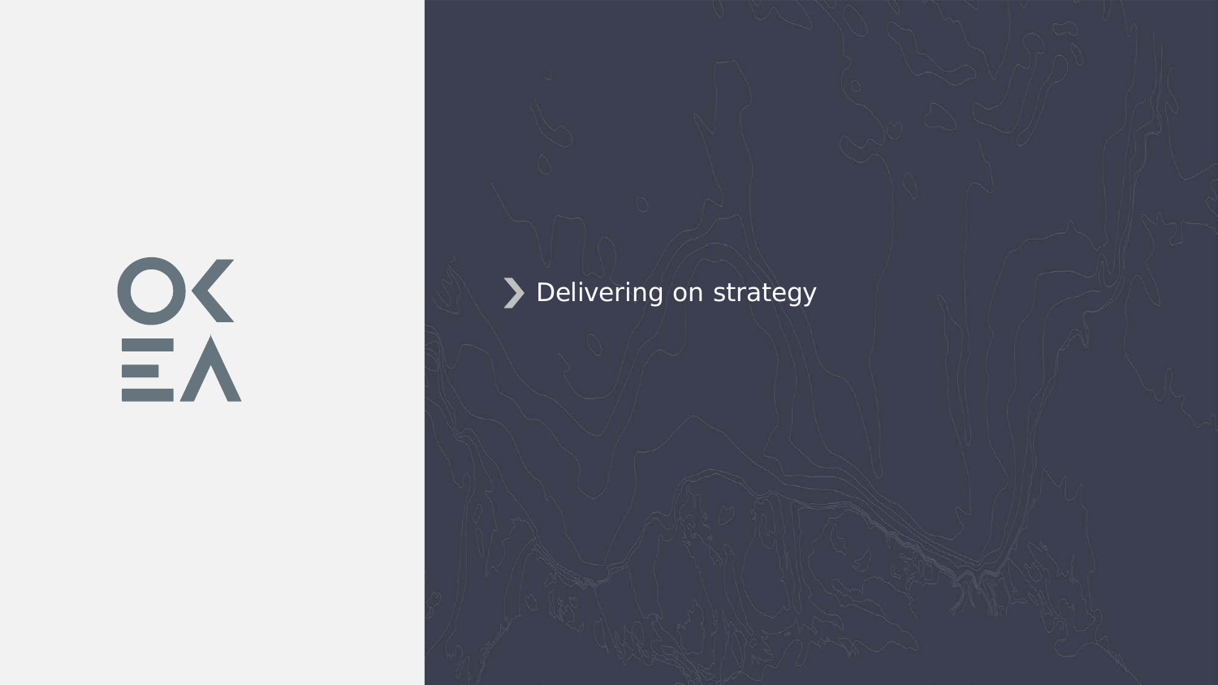# Delivering on strategy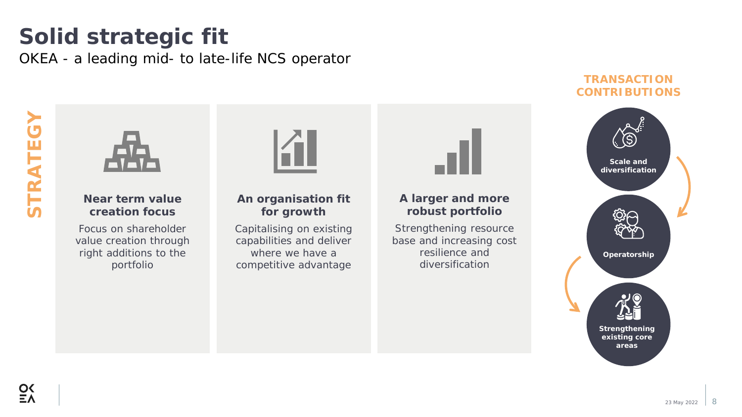# Solid strategic fit

OKEA - a leading mid- to late-life NCS operator

**STRATEGY**

### Near term value creation focus

Focus on shareholder value creation through right additions to the portfolio

### An organisation fit for growth

Capitalising on existing capabilities and deliver where we have a competitive advantage

### A larger and more robust portfolio

Strengthening resource base and increasing cost resilience and diversification

**TRANSACTION CONTRIBUTIONS**

- **Scale and diversification**
- **Operatorship**
- **Strengthening existing core areas**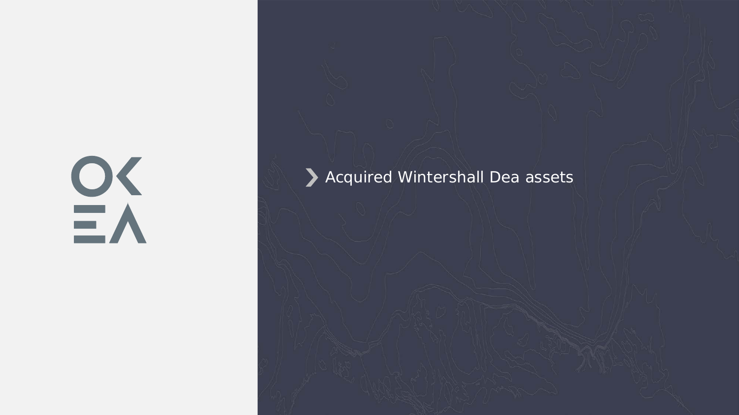# Acquired Wintershall Dea assets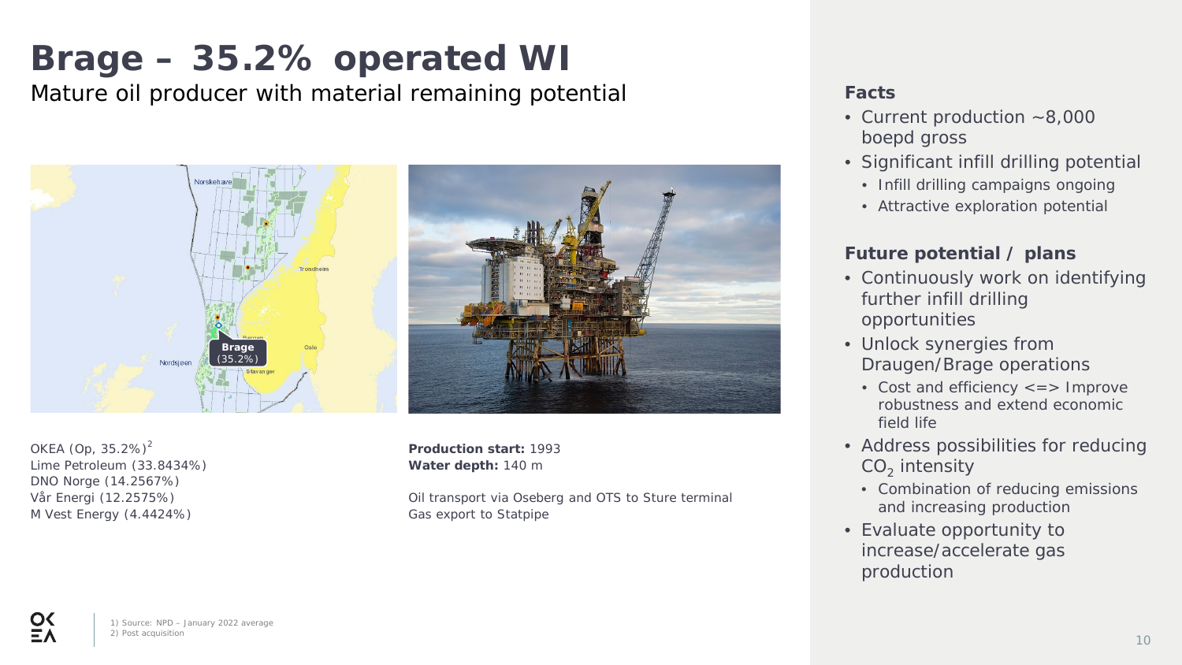# Brage – 35.2% operated WI

Mature oil producer with material remaining potential

OKEA (Op, 35.2%)[2]
Lime Petroleum (33.8434%)
DNO Norge (14.2567%)
Vår Energi (12.2575%)
M Vest Energy (4.4424%)

**Production start:** 1993
**Water depth:** 140 m

Oil transport via Oseberg and OTS to Sture terminal
Gas export to Statpipe

### Facts

- Current production ~8,000 boepd gross
- Significant infill drilling potential
  - Infill drilling campaigns ongoing
  - Attractive exploration potential

### Future potential / plans

- Continuously work on identifying further infill drilling opportunities
- Unlock synergies from Draugen/Brage operations
  - Cost and efficiency <=> Improve robustness and extend economic field life
- Address possibilities for reducing $CO_2$ intensity
  - Combination of reducing emissions and increasing production
- Evaluate opportunity to increase/accelerate gas production

1) Source: NPD – January 2022 average
2) Post acquisition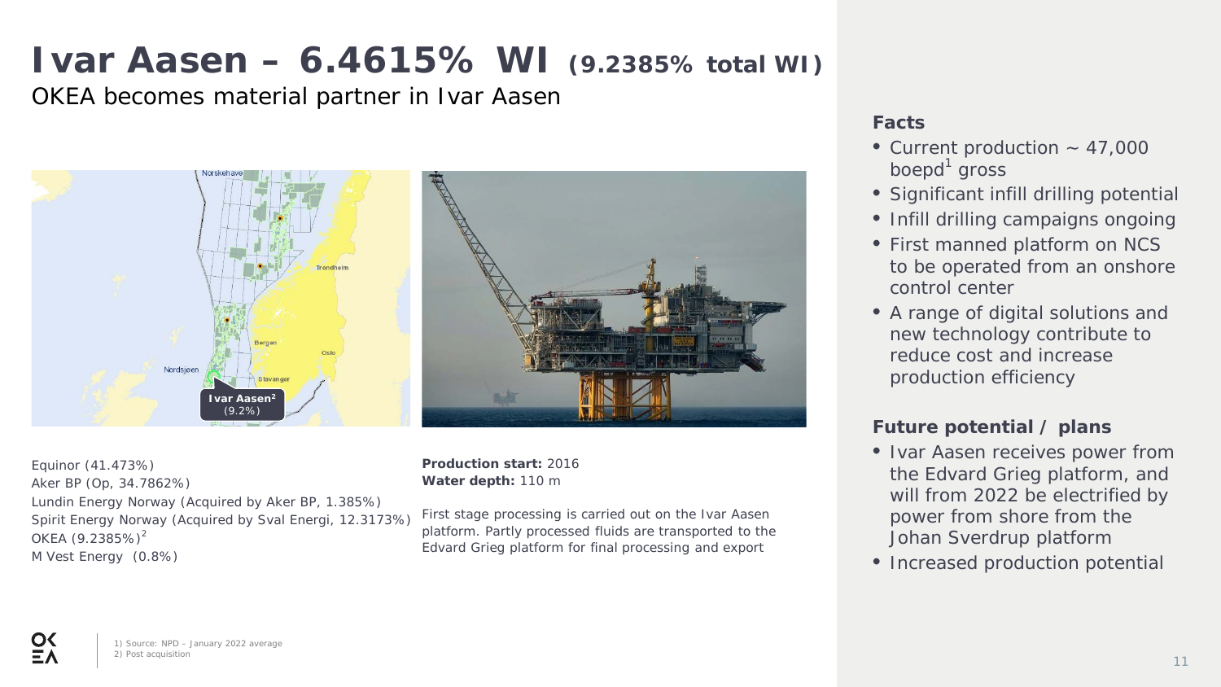# Ivar Aasen – 6.4615% WI (9.2385% total WI)

OKEA becomes material partner in Ivar Aasen

Equinor (41.473%)
Aker BP (Op, 34.7862%)
Lundin Energy Norway (Acquired by Aker BP, 1.385%)
Spirit Energy Norway (Acquired by Sval Energi, 12.3173%)
OKEA (9.2385%)[2]
M Vest Energy (0.8%)

**Production start:** 2016
**Water depth:** 110 m

First stage processing is carried out on the Ivar Aasen platform. Partly processed fluids are transported to the Edvard Grieg platform for final processing and export

### Facts

- Current production ~ 47,000 boepd[1] gross
- Significant infill drilling potential
- Infill drilling campaigns ongoing
- First manned platform on NCS to be operated from an onshore control center
- A range of digital solutions and new technology contribute to reduce cost and increase production efficiency

### Future potential / plans

- Ivar Aasen receives power from the Edvard Grieg platform, and will from 2022 be electrified by power from shore from the Johan Sverdrup platform
- Increased production potential

1) Source: NPD – January 2022 average
2) Post acquisition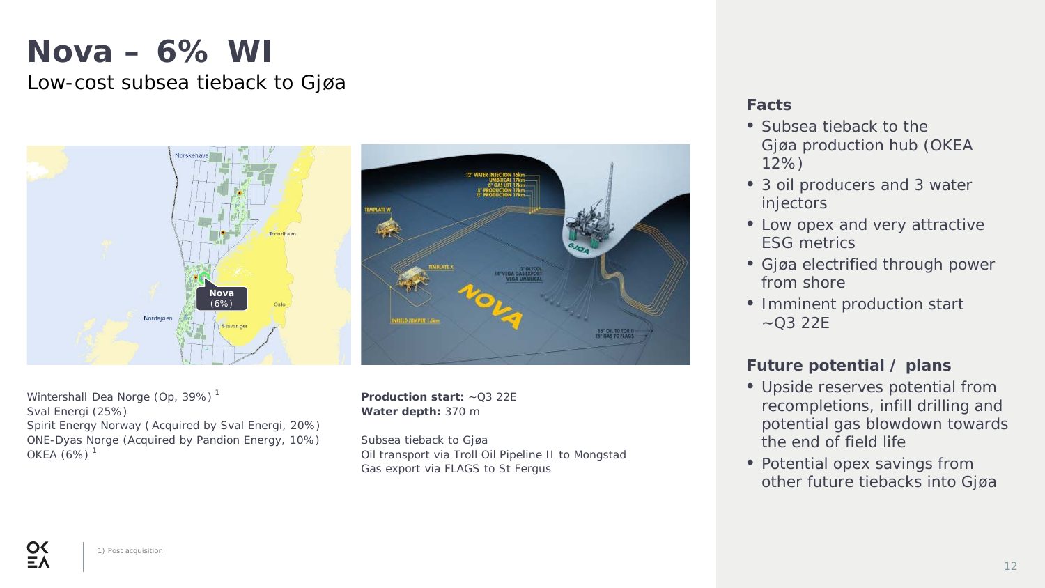# Nova – 6% WI

Low-cost subsea tieback to Gjøa

Wintershall Dea Norge (Op, 39%)[1]
Sval Energi (25%)
Spirit Energy Norway (Acquired by Sval Energi, 20%)
ONE-Dyas Norge (Acquired by Pandion Energy, 10%)
OKEA (6%)[1]

**Production start:** ~Q3 22E
**Water depth:** 370 m

Subsea tieback to Gjøa
Oil transport via Troll Oil Pipeline II to Mongstad
Gas export via FLAGS to St Fergus

### Facts

- Subsea tieback to the Gjøa production hub (OKEA 12%)
- 3 oil producers and 3 water injectors
- Low opex and very attractive ESG metrics
- Gjøa electrified through power from shore
- Imminent production start ~Q3 22E

### Future potential / plans

- Upside reserves potential from recompletions, infill drilling and potential gas blowdown towards the end of field life
- Potential opex savings from other future tiebacks into Gjøa

1) Post acquisition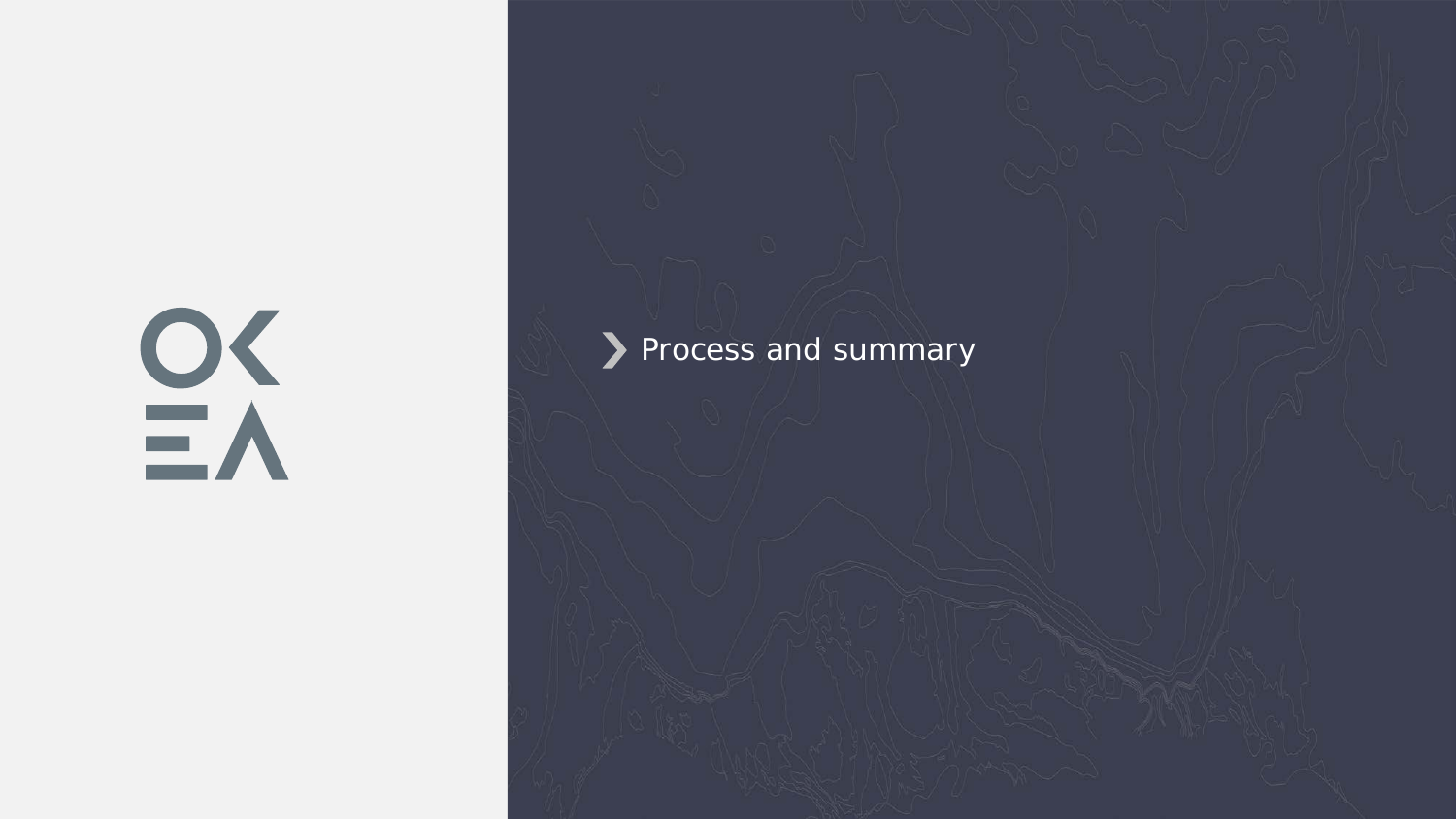# Process and summary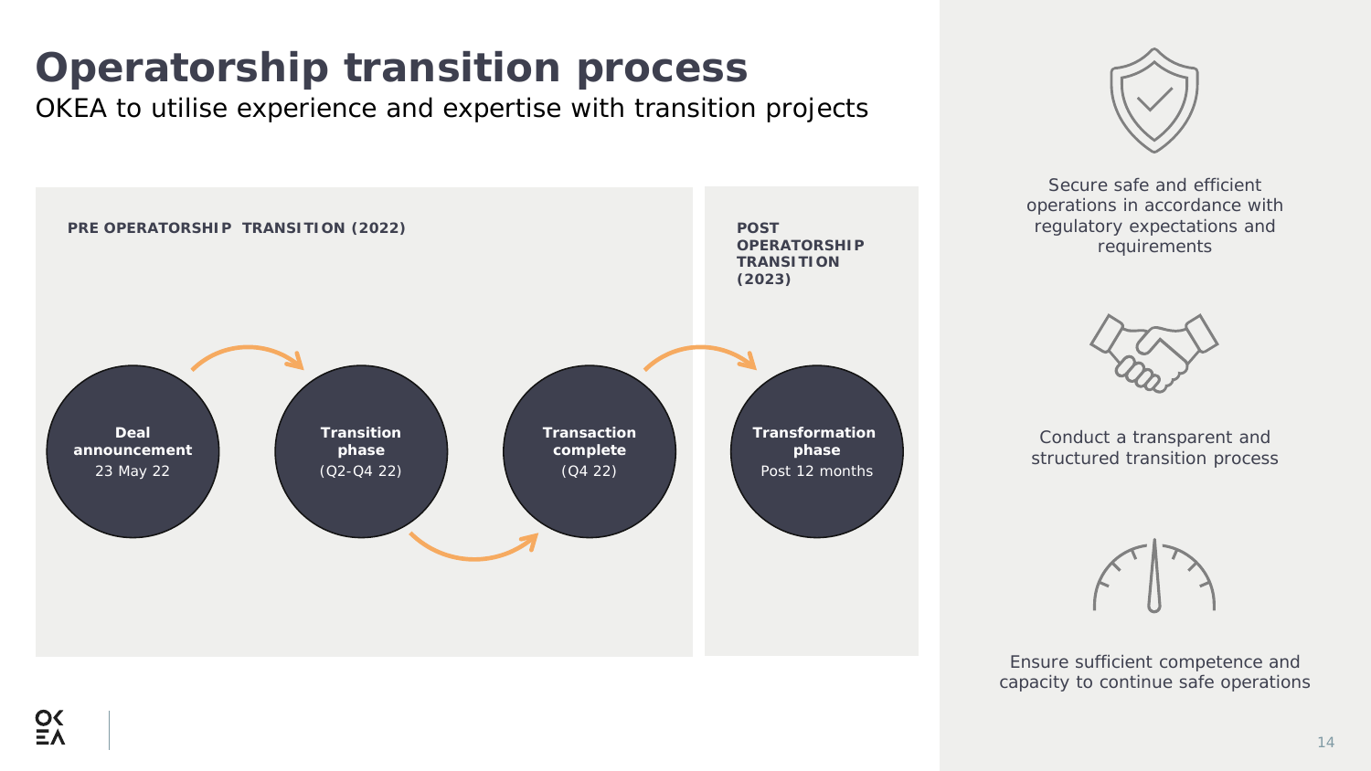# Operatorship transition process

OKEA to utilise experience and expertise with transition projects

**PRE OPERATORSHIP TRANSITION (2022)**

**Deal announcement**
23 May 22

**Transition phase**
(Q2-Q4 22)

**Transaction complete**
(Q4 22)

**POST OPERATORSHIP TRANSITION (2023)**

**Transformation phase**
Post 12 months

Secure safe and efficient operations in accordance with regulatory expectations and requirements

Conduct a transparent and structured transition process

Ensure sufficient competence and capacity to continue safe operations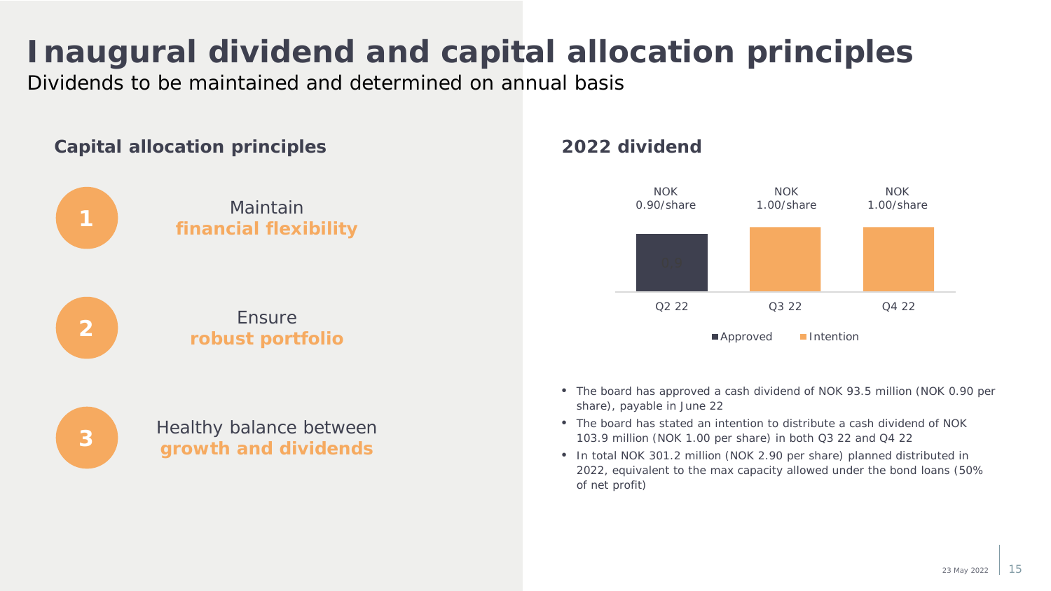# Inaugural dividend and capital allocation principles

Dividends to be maintained and determined on annual basis

## Capital allocation principles

1. Maintain **financial flexibility**
2. Ensure **robust portfolio**
3. Healthy balance between **growth and dividends**

## 2022 dividend

| Quarter | Dividend | Status |
|---|---|---|
| Q2 22 | NOK 0.90/share | Approved |
| Q3 22 | NOK 1.00/share | Intention |
| Q4 22 | NOK 1.00/share | Intention |

- The board has approved a cash dividend of NOK 93.5 million (NOK 0.90 per share), payable in June 22
- The board has stated an intention to distribute a cash dividend of NOK 103.9 million (NOK 1.00 per share) in both Q3 22 and Q4 22
- In total NOK 301.2 million (NOK 2.90 per share) planned distributed in 2022, equivalent to the max capacity allowed under the bond loans (50% of net profit)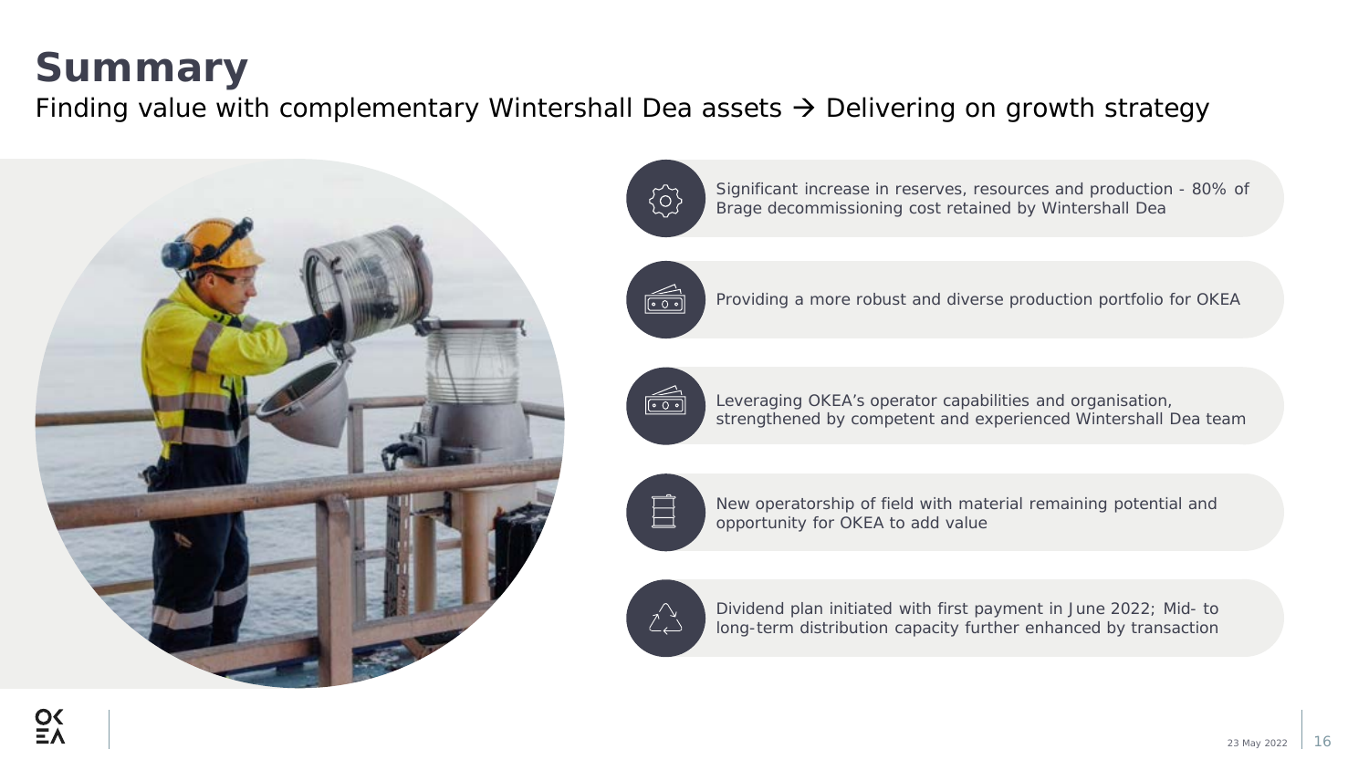# Summary

Finding value with complementary Wintershall Dea assets → Delivering on growth strategy

- Significant increase in reserves, resources and production - 80% of Brage decommissioning cost retained by Wintershall Dea
- Providing a more robust and diverse production portfolio for OKEA
- Leveraging OKEA's operator capabilities and organisation, strengthened by competent and experienced Wintershall Dea team
- New operatorship of field with material remaining potential and opportunity for OKEA to add value
- Dividend plan initiated with first payment in June 2022; Mid- to long-term distribution capacity further enhanced by transaction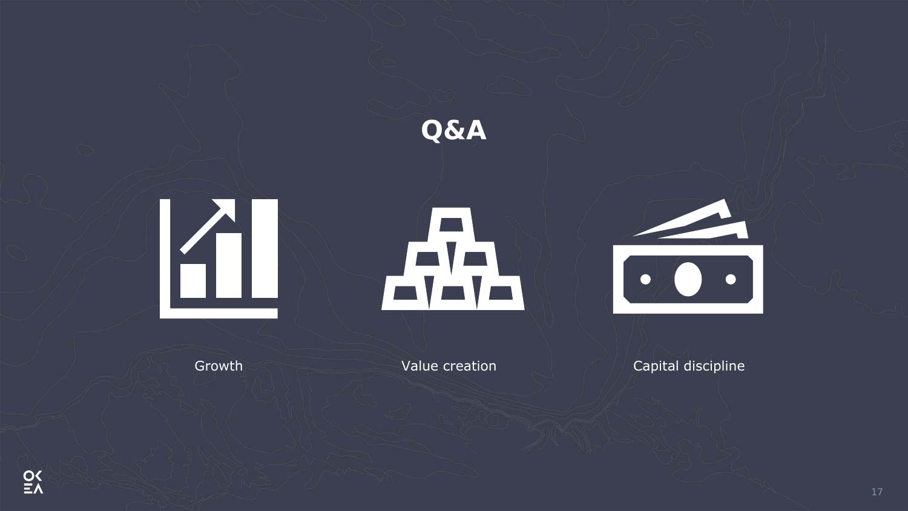# Q&A

Growth

Value creation

Capital discipline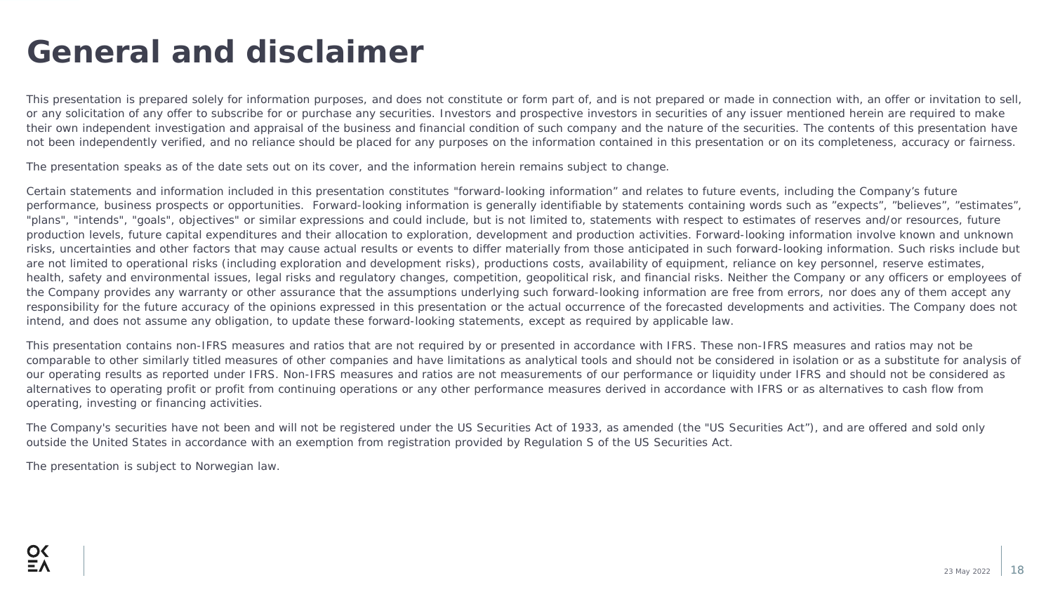# General and disclaimer

This presentation is prepared solely for information purposes, and does not constitute or form part of, and is not prepared or made in connection with, an offer or invitation to sell, or any solicitation of any offer to subscribe for or purchase any securities. Investors and prospective investors in securities of any issuer mentioned herein are required to make their own independent investigation and appraisal of the business and financial condition of such company and the nature of the securities. The contents of this presentation have not been independently verified, and no reliance should be placed for any purposes on the information contained in this presentation or on its completeness, accuracy or fairness.

The presentation speaks as of the date sets out on its cover, and the information herein remains subject to change.

Certain statements and information included in this presentation constitutes "forward-looking information" and relates to future events, including the Company's future performance, business prospects or opportunities. Forward-looking information is generally identifiable by statements containing words such as "expects", "believes", "estimates", "plans", "intends", "goals", objectives" or similar expressions and could include, but is not limited to, statements with respect to estimates of reserves and/or resources, future production levels, future capital expenditures and their allocation to exploration, development and production activities. Forward-looking information involve known and unknown risks, uncertainties and other factors that may cause actual results or events to differ materially from those anticipated in such forward-looking information. Such risks include but are not limited to operational risks (including exploration and development risks), productions costs, availability of equipment, reliance on key personnel, reserve estimates, health, safety and environmental issues, legal risks and regulatory changes, competition, geopolitical risk, and financial risks. Neither the Company or any officers or employees of the Company provides any warranty or other assurance that the assumptions underlying such forward-looking information are free from errors, nor does any of them accept any responsibility for the future accuracy of the opinions expressed in this presentation or the actual occurrence of the forecasted developments and activities. The Company does not intend, and does not assume any obligation, to update these forward-looking statements, except as required by applicable law.

This presentation contains non-IFRS measures and ratios that are not required by or presented in accordance with IFRS. These non-IFRS measures and ratios may not be comparable to other similarly titled measures of other companies and have limitations as analytical tools and should not be considered in isolation or as a substitute for analysis of our operating results as reported under IFRS. Non-IFRS measures and ratios are not measurements of our performance or liquidity under IFRS and should not be considered as alternatives to operating profit or profit from continuing operations or any other performance measures derived in accordance with IFRS or as alternatives to cash flow from operating, investing or financing activities.

The Company's securities have not been and will not be registered under the US Securities Act of 1933, as amended (the "US Securities Act"), and are offered and sold only outside the United States in accordance with an exemption from registration provided by Regulation S of the US Securities Act.

The presentation is subject to Norwegian law.

23 May 2022